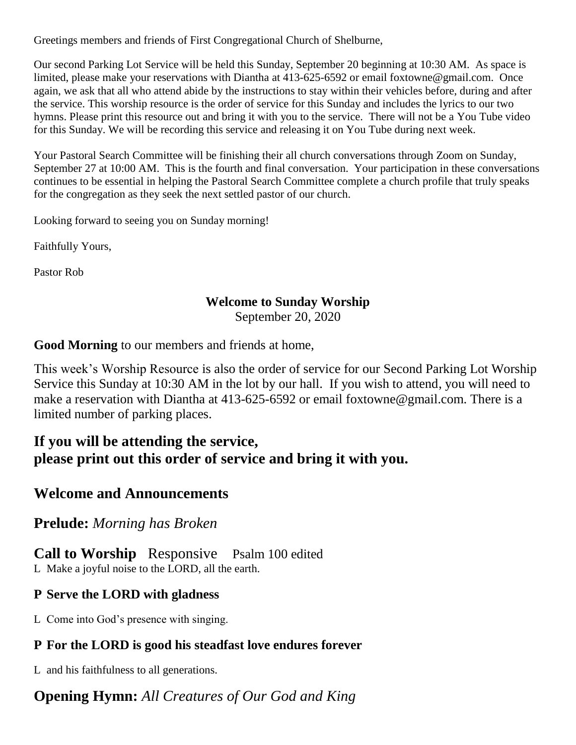Greetings members and friends of First Congregational Church of Shelburne,

Our second Parking Lot Service will be held this Sunday, September 20 beginning at 10:30 AM. As space is limited, please make your reservations with Diantha at 413-625-6592 or email foxtowne@gmail.com. Once again, we ask that all who attend abide by the instructions to stay within their vehicles before, during and after the service. This worship resource is the order of service for this Sunday and includes the lyrics to our two hymns. Please print this resource out and bring it with you to the service. There will not be a You Tube video for this Sunday. We will be recording this service and releasing it on You Tube during next week.

Your Pastoral Search Committee will be finishing their all church conversations through Zoom on Sunday, September 27 at 10:00 AM. This is the fourth and final conversation. Your participation in these conversations continues to be essential in helping the Pastoral Search Committee complete a church profile that truly speaks for the congregation as they seek the next settled pastor of our church.

Looking forward to seeing you on Sunday morning!

Faithfully Yours,

Pastor Rob

**Welcome to Sunday Worship**
September 20, 2020

**Good Morning** to our members and friends at home,

This week's Worship Resource is also the order of service for our Second Parking Lot Worship Service this Sunday at 10:30 AM in the lot by our hall. If you wish to attend, you will need to make a reservation with Diantha at 413-625-6592 or email foxtowne@gmail.com. There is a limited number of parking places.

## If you will be attending the service, please print out this order of service and bring it with you.

## Welcome and Announcements

## Prelude: *Morning has Broken*

## Call to Worship Responsive Psalm 100 edited

L Make a joyful noise to the LORD, all the earth.

### P Serve the LORD with gladness

L Come into God's presence with singing.

### P For the LORD is good his steadfast love endures forever

L and his faithfulness to all generations.

## Opening Hymn: *All Creatures of Our God and King*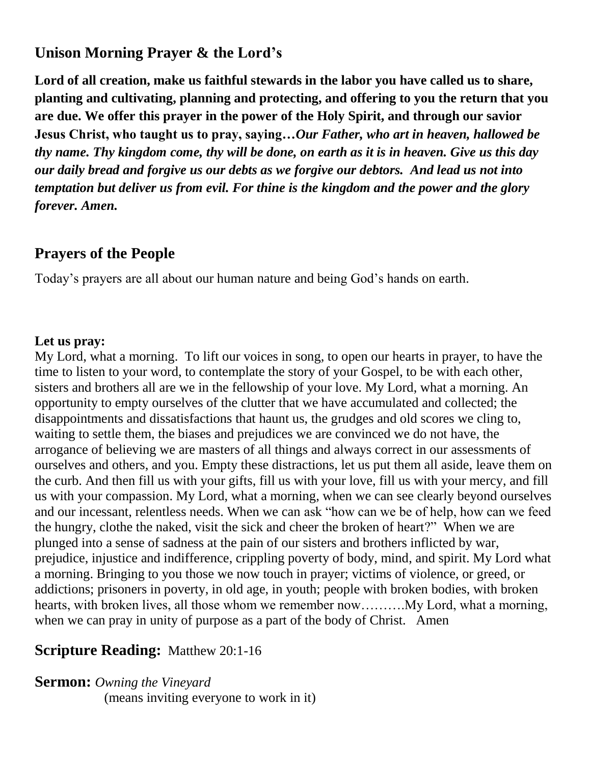## Unison Morning Prayer & the Lord's

**Lord of all creation, make us faithful stewards in the labor you have called us to share, planting and cultivating, planning and protecting, and offering to you the return that you are due. We offer this prayer in the power of the Holy Spirit, and through our savior Jesus Christ, who taught us to pray, saying…*Our Father, who art in heaven, hallowed be thy name. Thy kingdom come, thy will be done, on earth as it is in heaven. Give us this day our daily bread and forgive us our debts as we forgive our debtors. And lead us not into temptation but deliver us from evil. For thine is the kingdom and the power and the glory forever. Amen.***

## Prayers of the People

Today's prayers are all about our human nature and being God's hands on earth.

**Let us pray:**

My Lord, what a morning. To lift our voices in song, to open our hearts in prayer, to have the time to listen to your word, to contemplate the story of your Gospel, to be with each other, sisters and brothers all are we in the fellowship of your love. My Lord, what a morning. An opportunity to empty ourselves of the clutter that we have accumulated and collected; the disappointments and dissatisfactions that haunt us, the grudges and old scores we cling to, waiting to settle them, the biases and prejudices we are convinced we do not have, the arrogance of believing we are masters of all things and always correct in our assessments of ourselves and others, and you. Empty these distractions, let us put them all aside, leave them on the curb. And then fill us with your gifts, fill us with your love, fill us with your mercy, and fill us with your compassion. My Lord, what a morning, when we can see clearly beyond ourselves and our incessant, relentless needs. When we can ask "how can we be of help, how can we feed the hungry, clothe the naked, visit the sick and cheer the broken of heart?" When we are plunged into a sense of sadness at the pain of our sisters and brothers inflicted by war, prejudice, injustice and indifference, crippling poverty of body, mind, and spirit. My Lord what a morning. Bringing to you those we now touch in prayer; victims of violence, or greed, or addictions; prisoners in poverty, in old age, in youth; people with broken bodies, with broken hearts, with broken lives, all those whom we remember now……….My Lord, what a morning, when we can pray in unity of purpose as a part of the body of Christ. Amen

## Scripture Reading: Matthew 20:1-16

## Sermon: *Owning the Vineyard*

(means inviting everyone to work in it)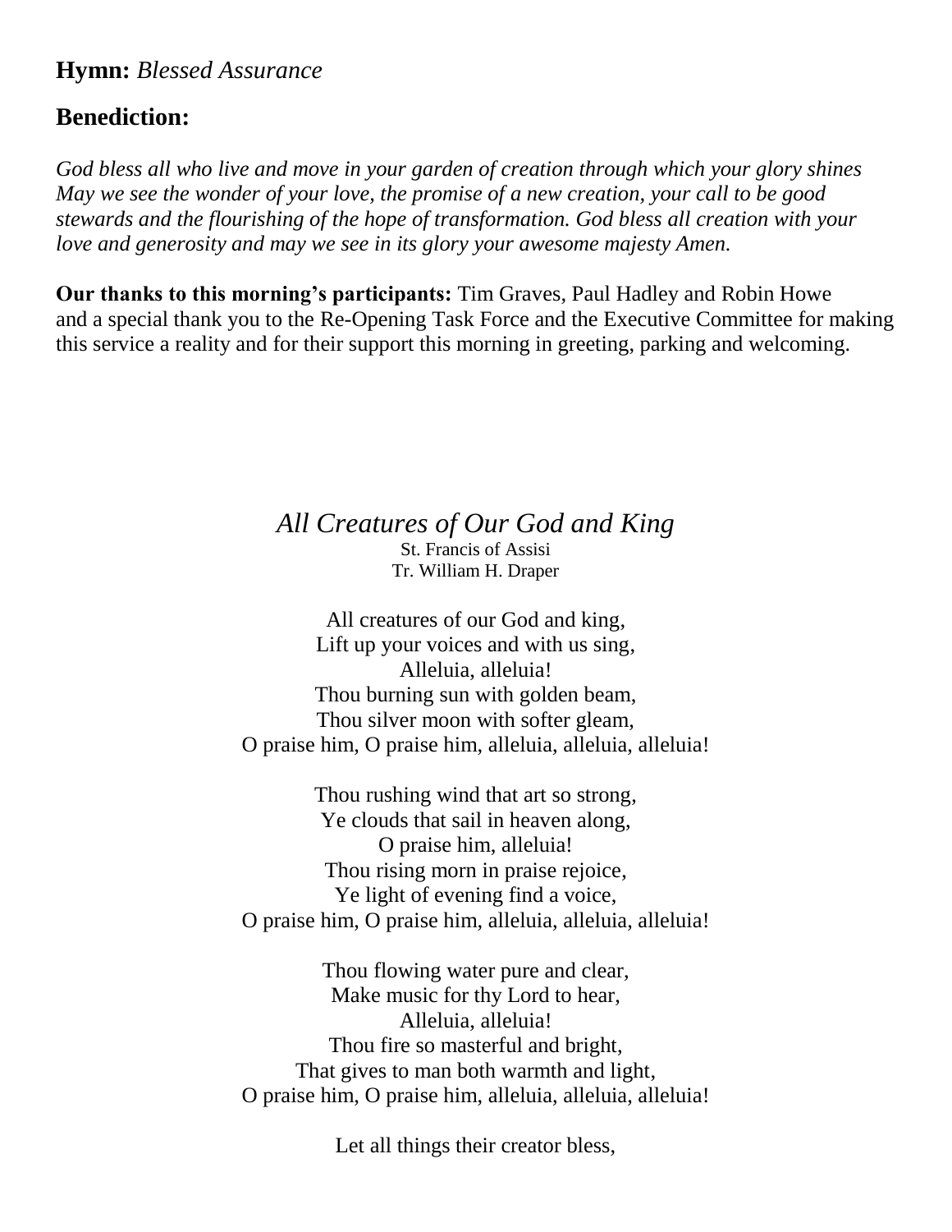**Hymn:** *Blessed Assurance*

**Benediction:**

*God bless all who live and move in your garden of creation through which your glory shines May we see the wonder of your love, the promise of a new creation, your call to be good stewards and the flourishing of the hope of transformation. God bless all creation with your love and generosity and may we see in its glory your awesome majesty Amen.*

**Our thanks to this morning's participants:** Tim Graves, Paul Hadley and Robin Howe and a special thank you to the Re-Opening Task Force and the Executive Committee for making this service a reality and for their support this morning in greeting, parking and welcoming.

## *All Creatures of Our God and King*

St. Francis of Assisi
Tr. William H. Draper

All creatures of our God and king,
Lift up your voices and with us sing,
Alleluia, alleluia!
Thou burning sun with golden beam,
Thou silver moon with softer gleam,
O praise him, O praise him, alleluia, alleluia, alleluia!

Thou rushing wind that art so strong,
Ye clouds that sail in heaven along,
O praise him, alleluia!
Thou rising morn in praise rejoice,
Ye light of evening find a voice,
O praise him, O praise him, alleluia, alleluia, alleluia!

Thou flowing water pure and clear,
Make music for thy Lord to hear,
Alleluia, alleluia!
Thou fire so masterful and bright,
That gives to man both warmth and light,
O praise him, O praise him, alleluia, alleluia, alleluia!

Let all things their creator bless,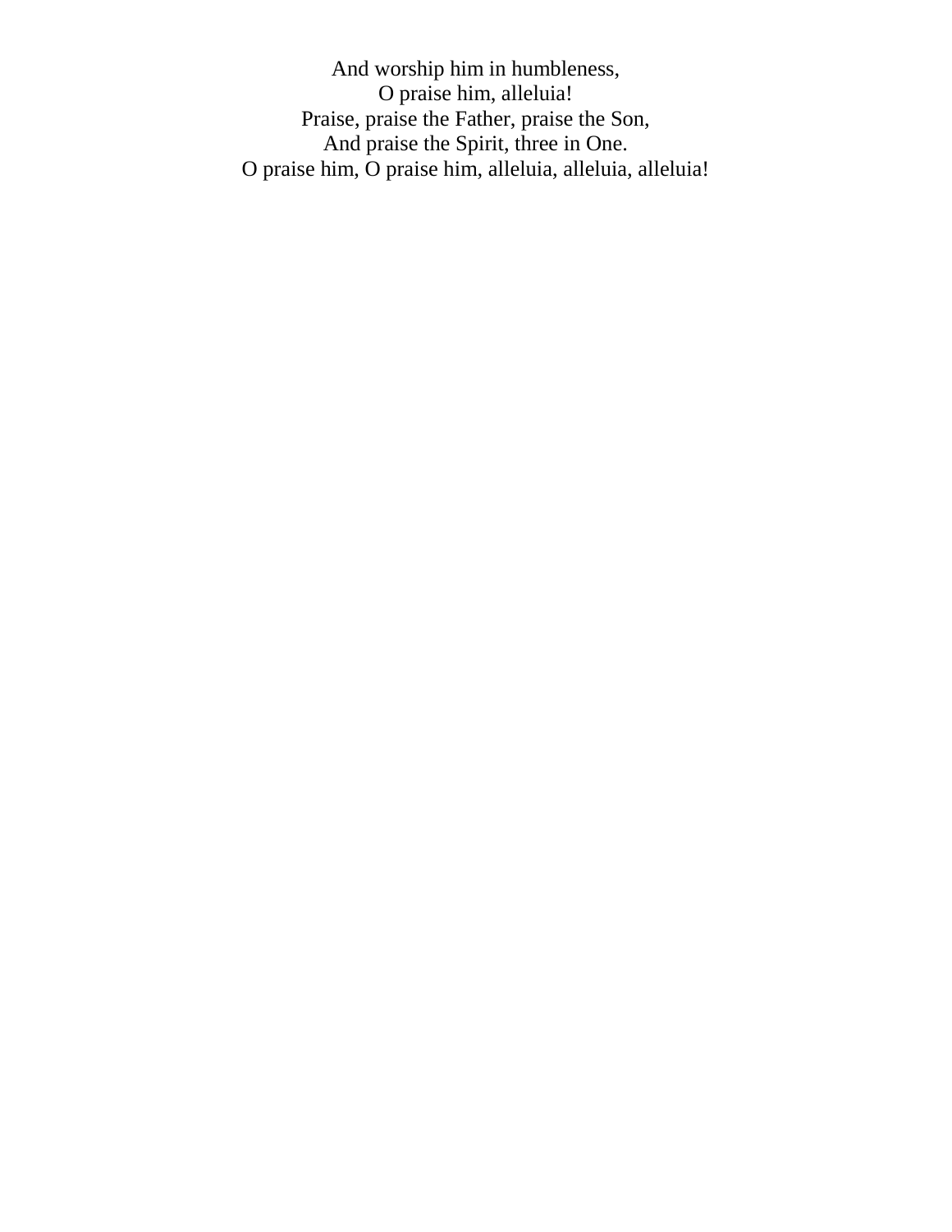And worship him in humbleness,  
O praise him, alleluia!  
Praise, praise the Father, praise the Son,  
And praise the Spirit, three in One.  
O praise him, O praise him, alleluia, alleluia, alleluia!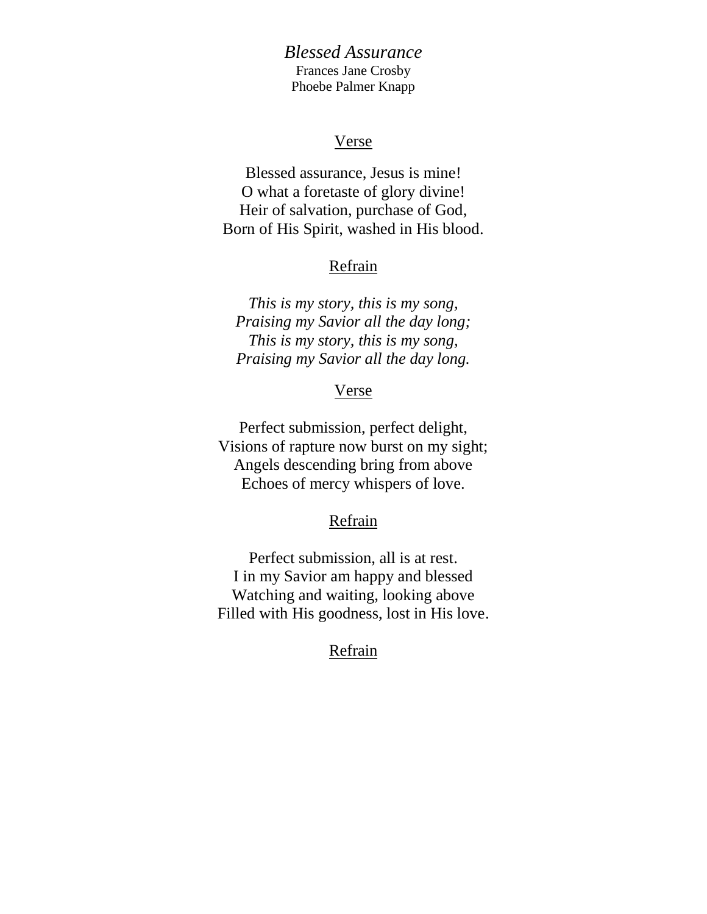*Blessed Assurance*
Frances Jane Crosby
Phoebe Palmer Knapp

<u>Verse</u>

Blessed assurance, Jesus is mine!
O what a foretaste of glory divine!
Heir of salvation, purchase of God,
Born of His Spirit, washed in His blood.

<u>Refrain</u>

*This is my story, this is my song,*
*Praising my Savior all the day long;*
*This is my story, this is my song,*
*Praising my Savior all the day long.*

<u>Verse</u>

Perfect submission, perfect delight,
Visions of rapture now burst on my sight;
Angels descending bring from above
Echoes of mercy whispers of love.

<u>Refrain</u>

Perfect submission, all is at rest.
I in my Savior am happy and blessed
Watching and waiting, looking above
Filled with His goodness, lost in His love.

<u>Refrain</u>